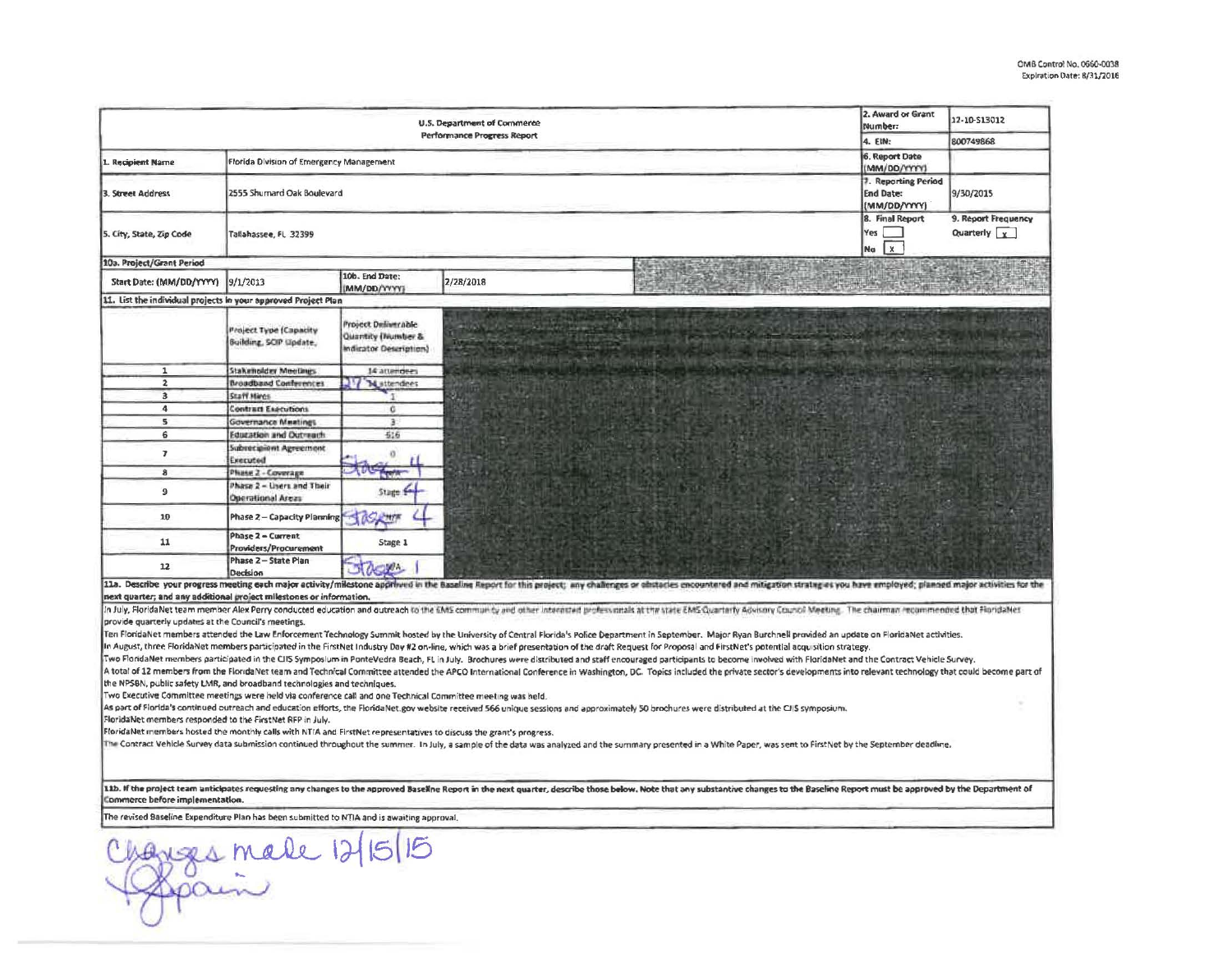OMB Control No. 0660-0038
Expiration Date: 8/31/2016

| U.S. Department of Commerce Performance Progress Report | | 2. Award or Grant Number: | 12-10-S13012 |
|---|---|---|---|
| | | 4. EIN: | 800749868 |
| 1. Recipient Name | Florida Division of Emergency Management | 6. Report Date (MM/DD/YYYY) | |
| 3. Street Address | 2555 Shumard Oak Boulevard | 7. Reporting Period End Date: (MM/DD/YYYY) | 9/30/2015 |
| 5. City, State, Zip Code | Tallahassee, FL 32399 | 8. Final Report Yes [ ] No [x] | 9. Report Frequency Quarterly [x] |

**10a. Project/Grant Period**

| Start Date: (MM/DD/YYYY) | 9/1/2013 | 10b. End Date: (MM/DD/YYYY) | 2/28/2018 |
|---|---|---|---|

**11. List the individual projects in your approved Project Plan**

| | Project Type (Capacity Building, SCIP Update, | Project Deliverable Quantity (Number & Indicator Description) |
|---|---|---|
| 1 | Stakeholder Meetings | 14 attendees |
| 2 | Broadband Conferences | ~~14~~ 27 attendees |
| 3 | Staff Hires | 1 |
| 4 | Contract Executions | 0 |
| 5 | Governance Meetings | 3 |
| 6 | Education and Outreach | 516 |
| 7 | Subrecipient Agreement Executed | 0 |
| 8 | Phase 2 – Coverage | Stage 4 |
| 9 | Phase 2 – Users and Their Operational Areas | Stage 4 |
| 10 | Phase 2 – Capacity Planning | Stage 4 |
| 11 | Phase 2 – Current Providers/Procurement | Stage 1 |
| 12 | Phase 2 – State Plan Decision | Stage 1 |

**11a. Describe your progress meeting each major activity/milestone approved in the Baseline Report for this project; any challenges or obstacles encountered and mitigation strategies you have employed; planned major activities for the next quarter; and any additional project milestones or information.**

In July, FloridaNet team member Alex Perry conducted education and outreach to the EMS community and other interested professionals at the state EMS Quarterly Advisory Council Meeting. The chairman recommended that FloridaNet provide quarterly updates at the Council's meetings.

Ten FloridaNet members attended the Law Enforcement Technology Summit hosted by the University of Central Florida's Police Department in September. Major Ryan Burchnell provided an update on FloridaNet activities.

In August, three FloridaNet members participated in the FirstNet Industry Day #2 on-line, which was a brief presentation of the draft Request for Proposal and FirstNet's potential acquisition strategy.

Two FloridaNet members participated in the CJIS Symposium in PonteVedra Beach, FL in July. Brochures were distributed and staff encouraged participants to become involved with FloridaNet and the Contract Vehicle Survey.

A total of 12 members from the FloridaNet team and Technical Committee attended the APCO International Conference in Washington, DC. Topics included the private sector's developments into relevant technology that could become part of the NPSBN, public safety LMR, and broadband technologies and techniques.

Two Executive Committee meetings were held via conference call and one Technical Committee meeting was held.

As part of Florida's continued outreach and education efforts, the FloridaNet.gov website received 566 unique sessions and approximately 50 brochures were distributed at the CJIS symposium.

FloridaNet members responded to the FirstNet RFP in July.

FloridaNet members hosted the monthly calls with NTIA and FirstNet representatives to discuss the grant's progress.

The Contract Vehicle Survey data submission continued throughout the summer. In July, a sample of the data was analyzed and the summary presented in a White Paper, was sent to FirstNet by the September deadline.

**11b. If the project team anticipates requesting any changes to the approved Baseline Report in the next quarter, describe those below. Note that any substantive changes to the Baseline Report must be approved by the Department of Commerce before implementation.**

The revised Baseline Expenditure Plan has been submitted to NTIA and is awaiting approval.

Changes made 12/15/15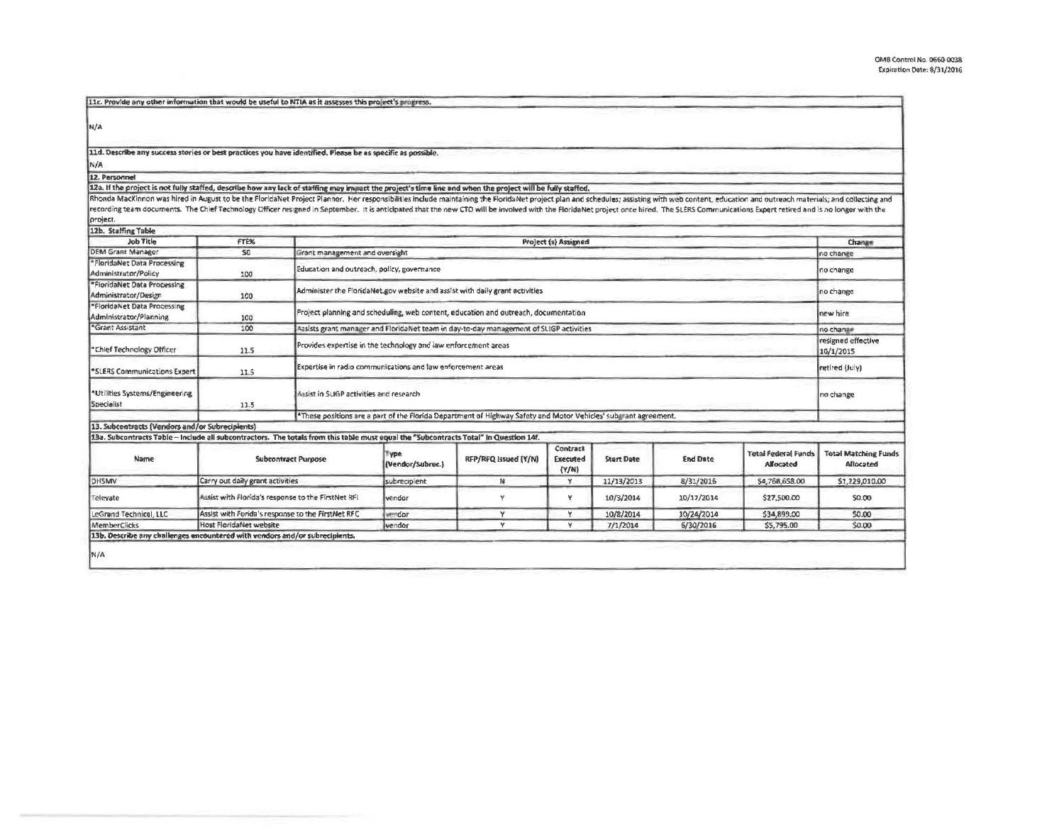OMB Control No. 0660-0038
Expiration Date: 8/31/2016

**11c. Provide any other information that would be useful to NTIA as it assesses this project's progress.**

N/A

**11d. Describe any success stories or best practices you have identified. Please be as specific as possible.**

N/A

**12. Personnel**

**12a. If the project is not fully staffed, describe how any lack of staffing may impact the project's time line and when the project will be fully staffed.**

Rhonda MacKinnon was hired in August to be the FloridaNet Project Planner. Her responsibilities include maintaining the FloridaNet project plan and schedules; assisting with web content, education and outreach materials; and collecting and recording team documents. The Chief Technology Officer resigned in September. It is anticipated that the new CTO will be involved with the FloridaNet project once hired. The SLERS Communications Expert retired and is no longer with the project.

**12b. Staffing Table**

| Job Title | FTE% | Project (s) Assigned | Change |
|---|---|---|---|
| DEM Grant Manager | 50 | Grant management and oversight | no change |
| *FloridaNet Data Processing Administrator/Policy | 100 | Education and outreach, policy, governance | no change |
| *FloridaNet Data Processing Administrator/Design | 100 | Administer the FloridaNet.gov website and assist with daily grant activities | no change |
| *FloridaNet Data Processing Administrator/Planning | 100 | Project planning and scheduling, web content, education and outreach, documentation | new hire |
| *Grant Assistant | 100 | Assists grant manager and FloridaNet team in day-to-day management of SLIGP activities | no change |
| *Chief Technology Officer | 11.5 | Provides expertise in the technology and law enforcement areas | resigned effective 10/1/2015 |
| *SLERS Communications Expert | 11.5 | Expertise in radio communications and law enforcement areas | retired (July) |
| *Utilities Systems/Engineering Specialist | 11.5 | Assist in SLIGP activities and research | no change |
| | | *These positions are a part of the Florida Department of Highway Safety and Motor Vehicles' subgrant agreement. | |

**13. Subcontracts (Vendors and/or Subrecipients)**

**13a. Subcontracts Table – Include all subcontractors. The totals from this table must equal the "Subcontracts Total" in Question 14f.**

| Name | Subcontract Purpose | Type (Vendor/Subrec.) | RFP/RFQ Issued (Y/N) | Contract Executed (Y/N) | Start Date | End Date | Total Federal Funds Allocated | Total Matching Funds Allocated |
|---|---|---|---|---|---|---|---|---|
| DHSMV | Carry out daily grant activities | subrecipient | N | Y | 11/13/2013 | 8/31/2016 | $4,768,658.00 | $1,229,010.00 |
| Televate | Assist with Florida's response to the FirstNet RFI | vendor | Y | Y | 10/3/2014 | 10/17/2014 | $27,500.00 | $0.00 |
| LeGrand Technical, LLC | Assist with Forida's response to the FirstNet RFC | vendor | Y | Y | 10/8/2014 | 10/24/2014 | $34,899.00 | $0.00 |
| MemberClicks | Host FloridaNet website | vendor | Y | Y | 7/1/2014 | 6/30/2016 | $5,795.00 | $0.00 |

**13b. Describe any challenges encountered with vendors and/or subrecipients.**

N/A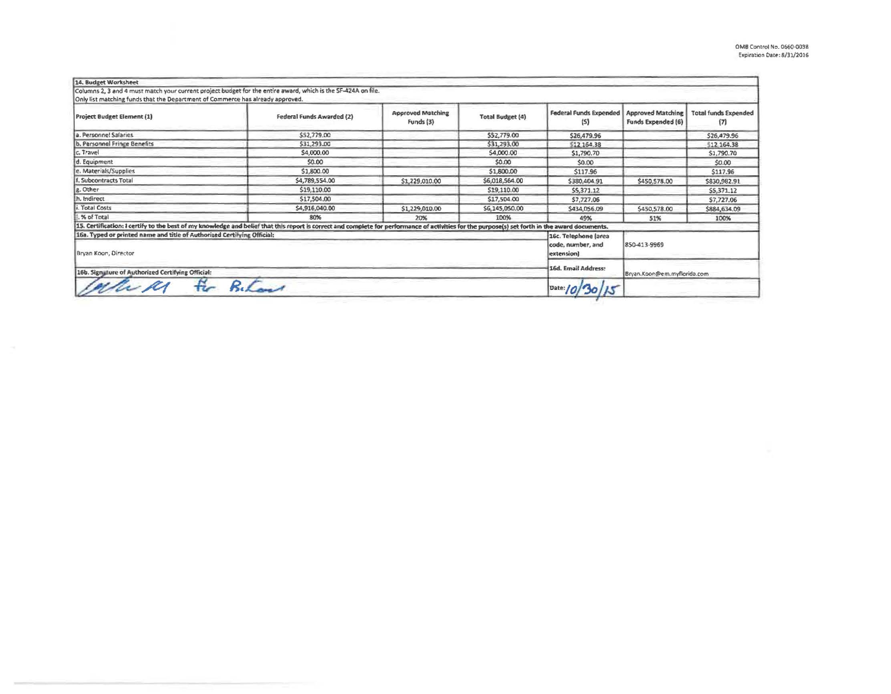OMB Control No. 0660-0038
Expiration Date: 8/31/2016

| 14. Budget Worksheet | | | | | | |
|---|---|---|---|---|---|---|
| Columns 2, 3 and 4 must match your current project budget for the entire award, which is the SF-424A on file. Only list matching funds that the Department of Commerce has already approved. | | | | | | |
| Project Budget Element (1) | Federal Funds Awarded (2) | Approved Matching Funds (3) | Total Budget (4) | Federal Funds Expended (5) | Approved Matching Funds Expended (6) | Total funds Expended (7) |
| a. Personnel Salaries | $52,779.00 | | $52,779.00 | $26,479.96 | | $26,479.96 |
| b. Personnel Fringe Benefits | $31,293.00 | | $31,293.00 | $12,164.38 | | $12,164.38 |
| c. Travel | $4,000.00 | | $4,000.00 | $1,790.70 | | $1,790.70 |
| d. Equipment | $0.00 | | $0.00 | $0.00 | | $0.00 |
| e. Materials/Supplies | $1,800.00 | | $1,800.00 | $117.96 | | $117.96 |
| f. Subcontracts Total | $4,789,554.00 | $1,229,010.00 | $6,018,564.00 | $380,404.91 | $450,578.00 | $830,982.91 |
| g. Other | $19,110.00 | | $19,110.00 | $5,371.12 | | $5,371.12 |
| h. Indirect | $17,504.00 | | $17,504.00 | $7,727.06 | | $7,727.06 |
| i. Total Costs | $4,916,040.00 | $1,229,010.00 | $6,145,050.00 | $434,056.09 | $450,578.00 | $884,634.09 |
| j. % of Total | 80% | 20% | 100% | 49% | 51% | 100% |

15. Certification: I certify to the best of my knowledge and belief that this report is correct and complete for performance of activities for the purpose(s) set forth in the award documents.

| | | |
|---|---|---|
| 16a. Typed or printed name and title of Authorized Certifying Official: Bryan Koon, Director | 16c. Telephone (area code, number, and extension) | 850-413-9969 |
| | 16d. Email Address: | Bryan.Koon@em.myflorida.com |
| 16b. Signature of Authorized Certifying Official: [signature] for B. Koon | Date: 10/30/15 | |